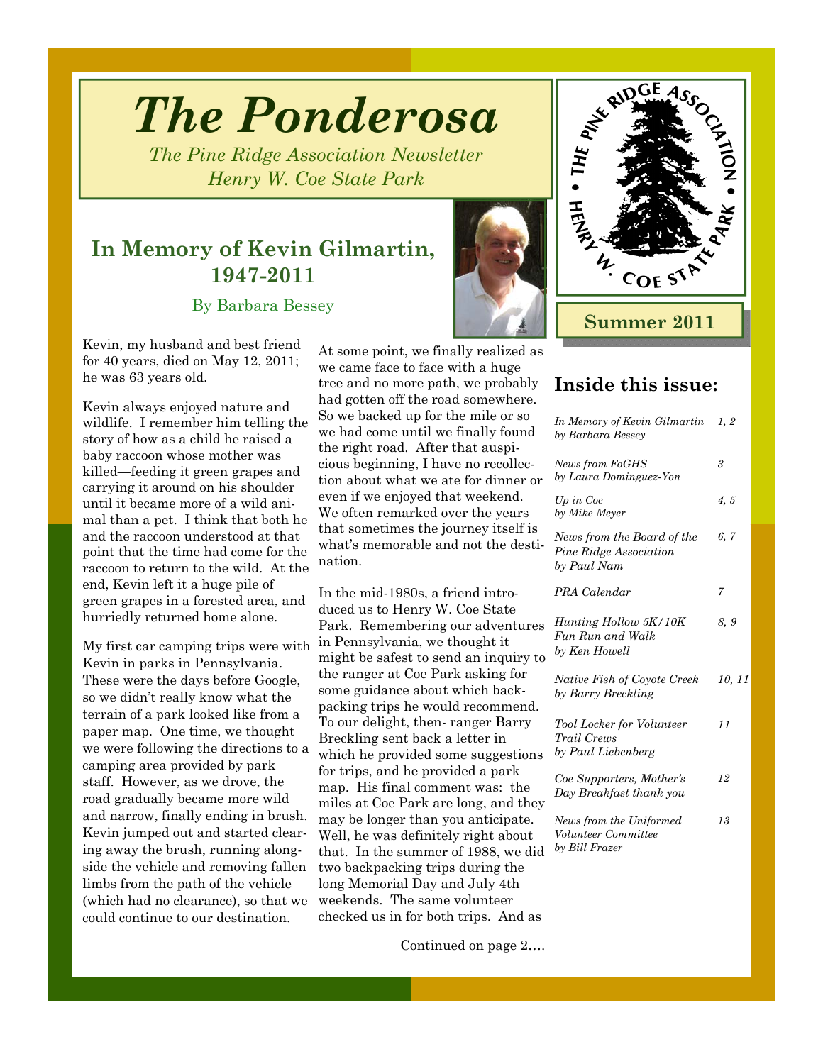# The Ponderosa

*The Pine Ridge Association Newsletter*
*Henry W. Coe State Park*

**Summer 2011**

## In Memory of Kevin Gilmartin, 1947-2011

By Barbara Bessey

Kevin, my husband and best friend for 40 years, died on May 12, 2011; he was 63 years old.

Kevin always enjoyed nature and wildlife. I remember him telling the story of how as a child he raised a baby raccoon whose mother was killed—feeding it green grapes and carrying it around on his shoulder until it became more of a wild animal than a pet. I think that both he and the raccoon understood at that point that the time had come for the raccoon to return to the wild. At the end, Kevin left it a huge pile of green grapes in a forested area, and hurriedly returned home alone.

My first car camping trips were with Kevin in parks in Pennsylvania. These were the days before Google, so we didn't really know what the terrain of a park looked like from a paper map. One time, we thought we were following the directions to a camping area provided by park staff. However, as we drove, the road gradually became more wild and narrow, finally ending in brush. Kevin jumped out and started clearing away the brush, running alongside the vehicle and removing fallen limbs from the path of the vehicle (which had no clearance), so that we could continue to our destination.

At some point, we finally realized as we came face to face with a huge tree and no more path, we probably had gotten off the road somewhere. So we backed up for the mile or so we had come until we finally found the right road. After that auspicious beginning, I have no recollection about what we ate for dinner or even if we enjoyed that weekend. We often remarked over the years that sometimes the journey itself is what's memorable and not the destination.

In the mid-1980s, a friend introduced us to Henry W. Coe State Park. Remembering our adventures in Pennsylvania, we thought it might be safest to send an inquiry to the ranger at Coe Park asking for some guidance about which backpacking trips he would recommend. To our delight, then- ranger Barry Breckling sent back a letter in which he provided some suggestions for trips, and he provided a park map. His final comment was: the miles at Coe Park are long, and they may be longer than you anticipate. Well, he was definitely right about that. In the summer of 1988, we did two backpacking trips during the long Memorial Day and July 4th weekends. The same volunteer checked us in for both trips. And as

Continued on page 2….

### Inside this issue:

| | |
|---|---|
| *In Memory of Kevin Gilmartin by Barbara Bessey* | *1, 2* |
| *News from FoGHS by Laura Dominguez-Yon* | *3* |
| *Up in Coe by Mike Meyer* | *4, 5* |
| *News from the Board of the Pine Ridge Association by Paul Nam* | *6, 7* |
| *PRA Calendar* | *7* |
| *Hunting Hollow 5K/10K Fun Run and Walk by Ken Howell* | *8, 9* |
| *Native Fish of Coyote Creek by Barry Breckling* | *10, 11* |
| *Tool Locker for Volunteer Trail Crews by Paul Liebenberg* | *11* |
| *Coe Supporters, Mother's Day Breakfast thank you* | *12* |
| *News from the Uniformed Volunteer Committee by Bill Frazer* | *13* |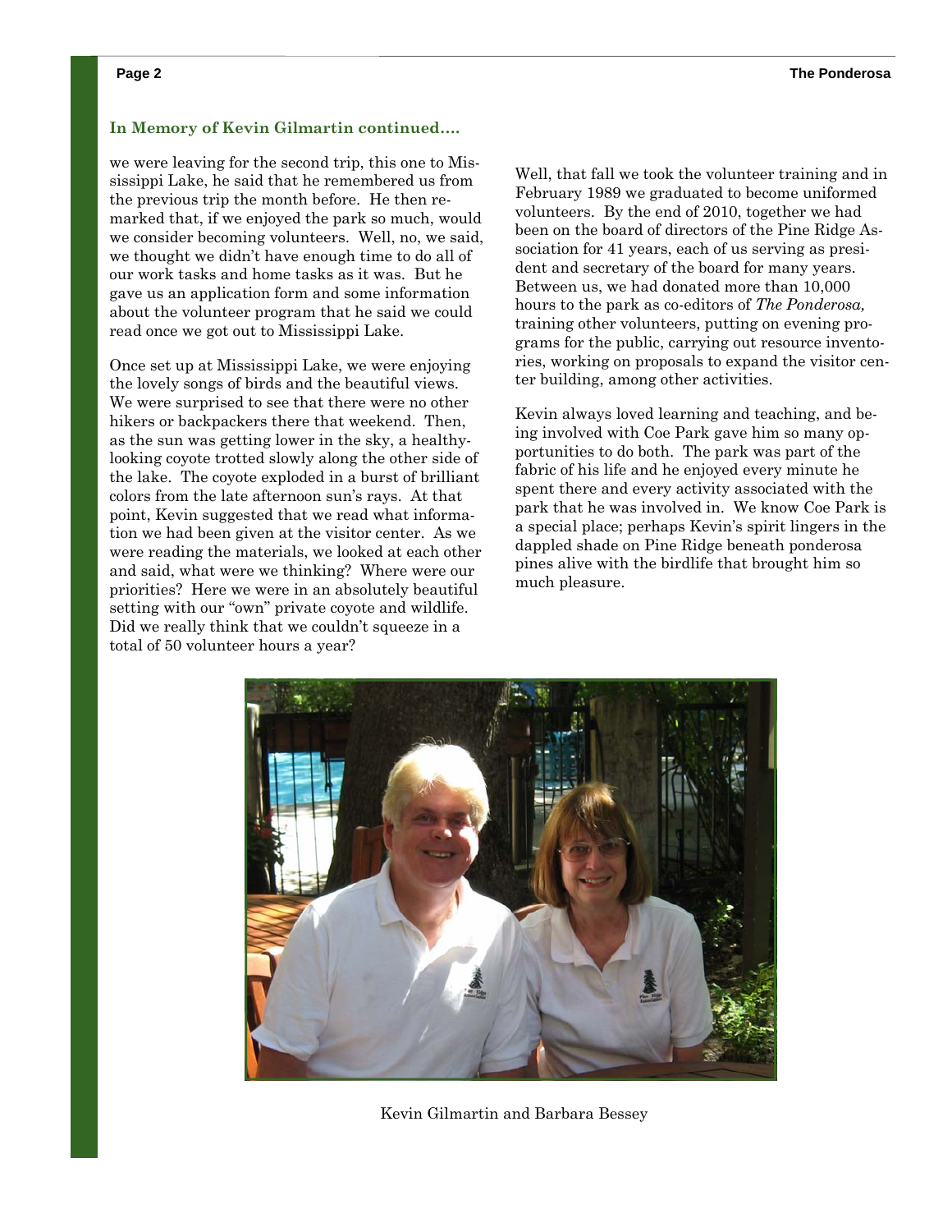### In Memory of Kevin Gilmartin continued….

we were leaving for the second trip, this one to Mississippi Lake, he said that he remembered us from the previous trip the month before. He then remarked that, if we enjoyed the park so much, would we consider becoming volunteers. Well, no, we said, we thought we didn't have enough time to do all of our work tasks and home tasks as it was. But he gave us an application form and some information about the volunteer program that he said we could read once we got out to Mississippi Lake.

Once set up at Mississippi Lake, we were enjoying the lovely songs of birds and the beautiful views. We were surprised to see that there were no other hikers or backpackers there that weekend. Then, as the sun was getting lower in the sky, a healthy-looking coyote trotted slowly along the other side of the lake. The coyote exploded in a burst of brilliant colors from the late afternoon sun's rays. At that point, Kevin suggested that we read what information we had been given at the visitor center. As we were reading the materials, we looked at each other and said, what were we thinking? Where were our priorities? Here we were in an absolutely beautiful setting with our "own" private coyote and wildlife. Did we really think that we couldn't squeeze in a total of 50 volunteer hours a year?

Well, that fall we took the volunteer training and in February 1989 we graduated to become uniformed volunteers. By the end of 2010, together we had been on the board of directors of the Pine Ridge Association for 41 years, each of us serving as president and secretary of the board for many years. Between us, we had donated more than 10,000 hours to the park as co-editors of *The Ponderosa,* training other volunteers, putting on evening programs for the public, carrying out resource inventories, working on proposals to expand the visitor center building, among other activities.

Kevin always loved learning and teaching, and being involved with Coe Park gave him so many opportunities to do both. The park was part of the fabric of his life and he enjoyed every minute he spent there and every activity associated with the park that he was involved in. We know Coe Park is a special place; perhaps Kevin's spirit lingers in the dappled shade on Pine Ridge beneath ponderosa pines alive with the birdlife that brought him so much pleasure.

Kevin Gilmartin and Barbara Bessey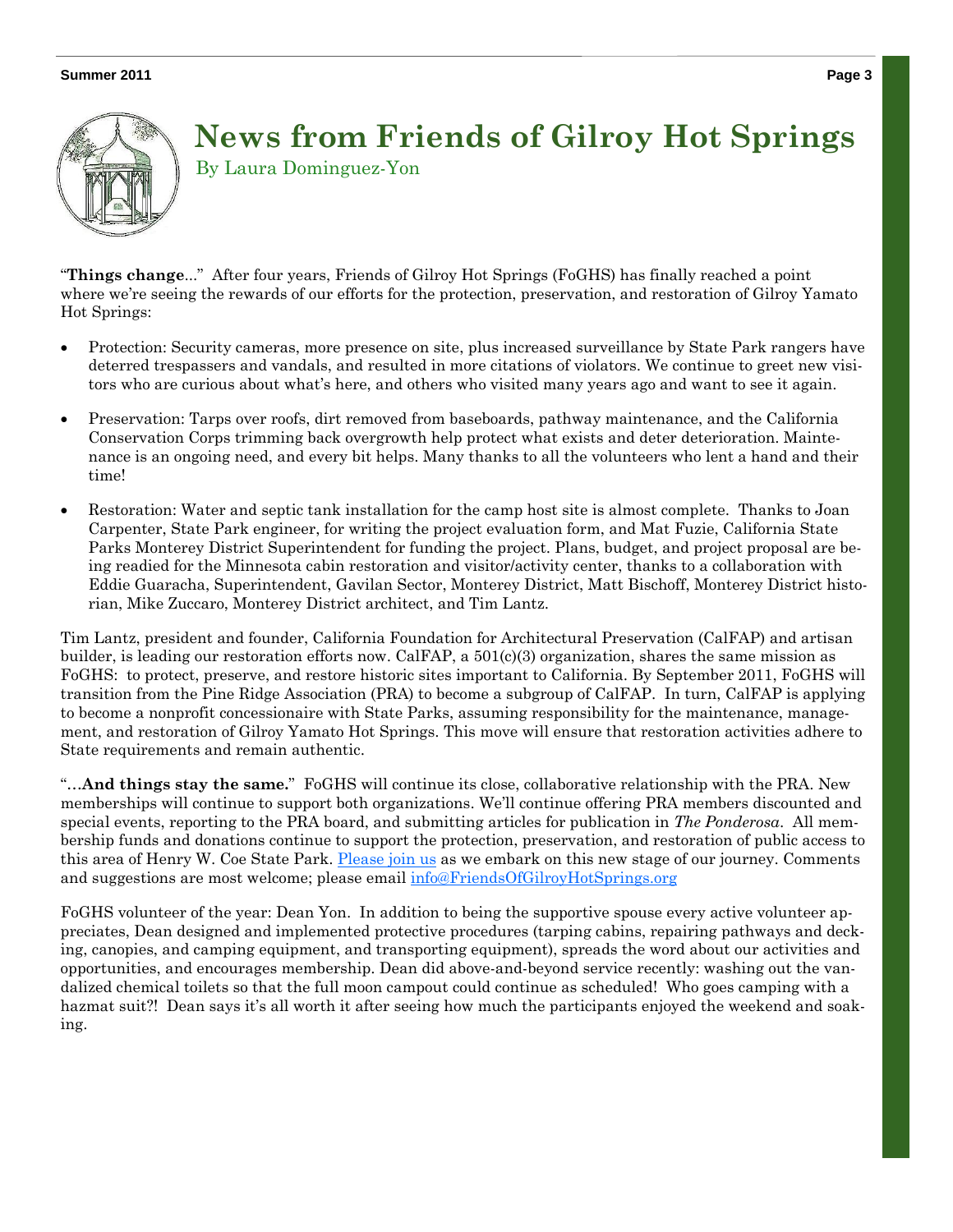# News from Friends of Gilroy Hot Springs

By Laura Dominguez-Yon

"**Things change**..." After four years, Friends of Gilroy Hot Springs (FoGHS) has finally reached a point where we're seeing the rewards of our efforts for the protection, preservation, and restoration of Gilroy Yamato Hot Springs:

- Protection: Security cameras, more presence on site, plus increased surveillance by State Park rangers have deterred trespassers and vandals, and resulted in more citations of violators. We continue to greet new visitors who are curious about what's here, and others who visited many years ago and want to see it again.
- Preservation: Tarps over roofs, dirt removed from baseboards, pathway maintenance, and the California Conservation Corps trimming back overgrowth help protect what exists and deter deterioration. Maintenance is an ongoing need, and every bit helps. Many thanks to all the volunteers who lent a hand and their time!
- Restoration: Water and septic tank installation for the camp host site is almost complete. Thanks to Joan Carpenter, State Park engineer, for writing the project evaluation form, and Mat Fuzie, California State Parks Monterey District Superintendent for funding the project. Plans, budget, and project proposal are being readied for the Minnesota cabin restoration and visitor/activity center, thanks to a collaboration with Eddie Guaracha, Superintendent, Gavilan Sector, Monterey District, Matt Bischoff, Monterey District historian, Mike Zuccaro, Monterey District architect, and Tim Lantz.

Tim Lantz, president and founder, California Foundation for Architectural Preservation (CalFAP) and artisan builder, is leading our restoration efforts now. CalFAP, a 501(c)(3) organization, shares the same mission as FoGHS: to protect, preserve, and restore historic sites important to California. By September 2011, FoGHS will transition from the Pine Ridge Association (PRA) to become a subgroup of CalFAP. In turn, CalFAP is applying to become a nonprofit concessionaire with State Parks, assuming responsibility for the maintenance, management, and restoration of Gilroy Yamato Hot Springs. This move will ensure that restoration activities adhere to State requirements and remain authentic.

"…**And things stay the same.**" FoGHS will continue its close, collaborative relationship with the PRA. New memberships will continue to support both organizations. We'll continue offering PRA members discounted and special events, reporting to the PRA board, and submitting articles for publication in *The Ponderosa*. All membership funds and donations continue to support the protection, preservation, and restoration of public access to this area of Henry W. Coe State Park. Please join us as we embark on this new stage of our journey. Comments and suggestions are most welcome; please email info@FriendsOfGilroyHotSprings.org

FoGHS volunteer of the year: Dean Yon. In addition to being the supportive spouse every active volunteer appreciates, Dean designed and implemented protective procedures (tarping cabins, repairing pathways and decking, canopies, and camping equipment, and transporting equipment), spreads the word about our activities and opportunities, and encourages membership. Dean did above-and-beyond service recently: washing out the vandalized chemical toilets so that the full moon campout could continue as scheduled! Who goes camping with a hazmat suit?! Dean says it's all worth it after seeing how much the participants enjoyed the weekend and soaking.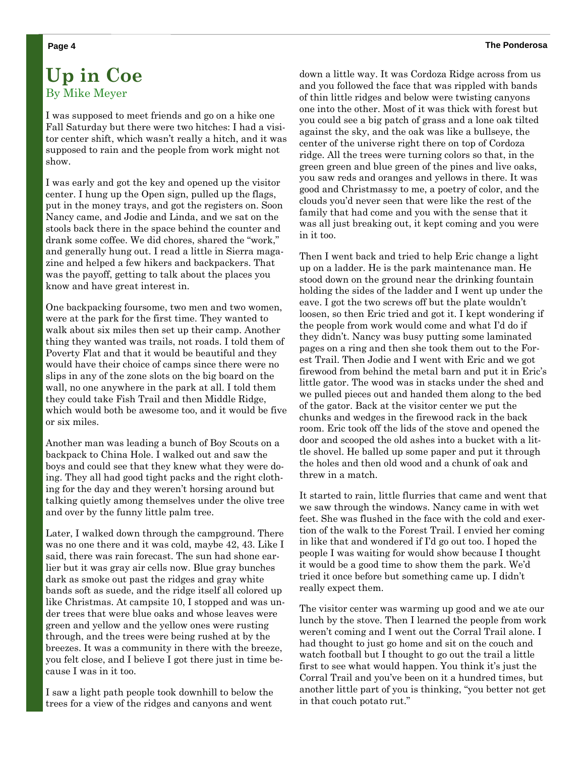# Up in Coe

By Mike Meyer

I was supposed to meet friends and go on a hike one Fall Saturday but there were two hitches: I had a visitor center shift, which wasn't really a hitch, and it was supposed to rain and the people from work might not show.

I was early and got the key and opened up the visitor center. I hung up the Open sign, pulled up the flags, put in the money trays, and got the registers on. Soon Nancy came, and Jodie and Linda, and we sat on the stools back there in the space behind the counter and drank some coffee. We did chores, shared the "work," and generally hung out. I read a little in Sierra magazine and helped a few hikers and backpackers. That was the payoff, getting to talk about the places you know and have great interest in.

One backpacking foursome, two men and two women, were at the park for the first time. They wanted to walk about six miles then set up their camp. Another thing they wanted was trails, not roads. I told them of Poverty Flat and that it would be beautiful and they would have their choice of camps since there were no slips in any of the zone slots on the big board on the wall, no one anywhere in the park at all. I told them they could take Fish Trail and then Middle Ridge, which would both be awesome too, and it would be five or six miles.

Another man was leading a bunch of Boy Scouts on a backpack to China Hole. I walked out and saw the boys and could see that they knew what they were doing. They all had good tight packs and the right clothing for the day and they weren't horsing around but talking quietly among themselves under the olive tree and over by the funny little palm tree.

Later, I walked down through the campground. There was no one there and it was cold, maybe 42, 43. Like I said, there was rain forecast. The sun had shone earlier but it was gray air cells now. Blue gray bunches dark as smoke out past the ridges and gray white bands soft as suede, and the ridge itself all colored up like Christmas. At campsite 10, I stopped and was under trees that were blue oaks and whose leaves were green and yellow and the yellow ones were rusting through, and the trees were being rushed at by the breezes. It was a community in there with the breeze, you felt close, and I believe I got there just in time because I was in it too.

I saw a light path people took downhill to below the trees for a view of the ridges and canyons and went down a little way. It was Cordoza Ridge across from us and you followed the face that was rippled with bands of thin little ridges and below were twisting canyons one into the other. Most of it was thick with forest but you could see a big patch of grass and a lone oak tilted against the sky, and the oak was like a bullseye, the center of the universe right there on top of Cordoza ridge. All the trees were turning colors so that, in the green green and blue green of the pines and live oaks, you saw reds and oranges and yellows in there. It was good and Christmassy to me, a poetry of color, and the clouds you'd never seen that were like the rest of the family that had come and you with the sense that it was all just breaking out, it kept coming and you were in it too.

Then I went back and tried to help Eric change a light up on a ladder. He is the park maintenance man. He stood down on the ground near the drinking fountain holding the sides of the ladder and I went up under the eave. I got the two screws off but the plate wouldn't loosen, so then Eric tried and got it. I kept wondering if the people from work would come and what I'd do if they didn't. Nancy was busy putting some laminated pages on a ring and then she took them out to the Forest Trail. Then Jodie and I went with Eric and we got firewood from behind the metal barn and put it in Eric's little gator. The wood was in stacks under the shed and we pulled pieces out and handed them along to the bed of the gator. Back at the visitor center we put the chunks and wedges in the firewood rack in the back room. Eric took off the lids of the stove and opened the door and scooped the old ashes into a bucket with a little shovel. He balled up some paper and put it through the holes and then old wood and a chunk of oak and threw in a match.

It started to rain, little flurries that came and went that we saw through the windows. Nancy came in with wet feet. She was flushed in the face with the cold and exertion of the walk to the Forest Trail. I envied her coming in like that and wondered if I'd go out too. I hoped the people I was waiting for would show because I thought it would be a good time to show them the park. We'd tried it once before but something came up. I didn't really expect them.

The visitor center was warming up good and we ate our lunch by the stove. Then I learned the people from work weren't coming and I went out the Corral Trail alone. I had thought to just go home and sit on the couch and watch football but I thought to go out the trail a little first to see what would happen. You think it's just the Corral Trail and you've been on it a hundred times, but another little part of you is thinking, "you better not get in that couch potato rut."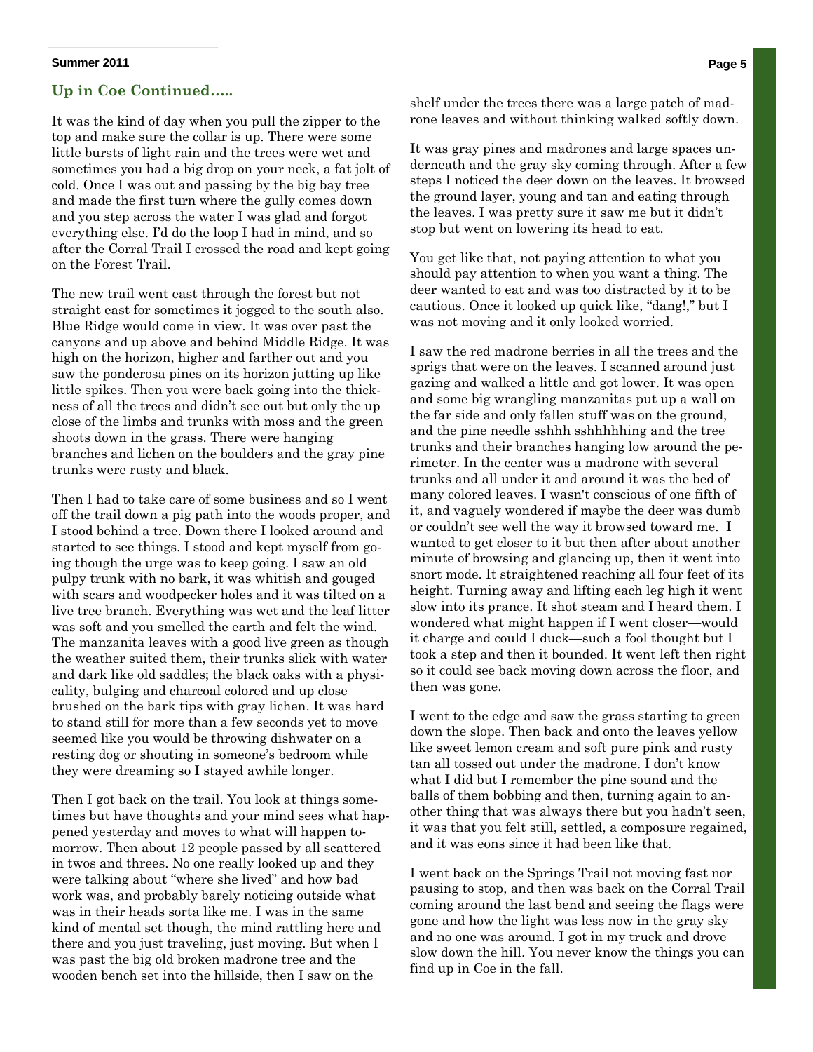## Up in Coe Continued…..

It was the kind of day when you pull the zipper to the top and make sure the collar is up. There were some little bursts of light rain and the trees were wet and sometimes you had a big drop on your neck, a fat jolt of cold. Once I was out and passing by the big bay tree and made the first turn where the gully comes down and you step across the water I was glad and forgot everything else. I'd do the loop I had in mind, and so after the Corral Trail I crossed the road and kept going on the Forest Trail.

The new trail went east through the forest but not straight east for sometimes it jogged to the south also. Blue Ridge would come in view. It was over past the canyons and up above and behind Middle Ridge. It was high on the horizon, higher and farther out and you saw the ponderosa pines on its horizon jutting up like little spikes. Then you were back going into the thickness of all the trees and didn't see out but only the up close of the limbs and trunks with moss and the green shoots down in the grass. There were hanging branches and lichen on the boulders and the gray pine trunks were rusty and black.

Then I had to take care of some business and so I went off the trail down a pig path into the woods proper, and I stood behind a tree. Down there I looked around and started to see things. I stood and kept myself from going though the urge was to keep going. I saw an old pulpy trunk with no bark, it was whitish and gouged with scars and woodpecker holes and it was tilted on a live tree branch. Everything was wet and the leaf litter was soft and you smelled the earth and felt the wind. The manzanita leaves with a good live green as though the weather suited them, their trunks slick with water and dark like old saddles; the black oaks with a physicality, bulging and charcoal colored and up close brushed on the bark tips with gray lichen. It was hard to stand still for more than a few seconds yet to move seemed like you would be throwing dishwater on a resting dog or shouting in someone's bedroom while they were dreaming so I stayed awhile longer.

Then I got back on the trail. You look at things sometimes but have thoughts and your mind sees what happened yesterday and moves to what will happen tomorrow. Then about 12 people passed by all scattered in twos and threes. No one really looked up and they were talking about "where she lived" and how bad work was, and probably barely noticing outside what was in their heads sorta like me. I was in the same kind of mental set though, the mind rattling here and there and you just traveling, just moving. But when I was past the big old broken madrone tree and the wooden bench set into the hillside, then I saw on the shelf under the trees there was a large patch of madrone leaves and without thinking walked softly down.

It was gray pines and madrones and large spaces underneath and the gray sky coming through. After a few steps I noticed the deer down on the leaves. It browsed the ground layer, young and tan and eating through the leaves. I was pretty sure it saw me but it didn't stop but went on lowering its head to eat.

You get like that, not paying attention to what you should pay attention to when you want a thing. The deer wanted to eat and was too distracted by it to be cautious. Once it looked up quick like, "dang!," but I was not moving and it only looked worried.

I saw the red madrone berries in all the trees and the sprigs that were on the leaves. I scanned around just gazing and walked a little and got lower. It was open and some big wrangling manzanitas put up a wall on the far side and only fallen stuff was on the ground, and the pine needle sshhh sshhhhhing and the tree trunks and their branches hanging low around the perimeter. In the center was a madrone with several trunks and all under it and around it was the bed of many colored leaves. I wasn't conscious of one fifth of it, and vaguely wondered if maybe the deer was dumb or couldn't see well the way it browsed toward me. I wanted to get closer to it but then after about another minute of browsing and glancing up, then it went into snort mode. It straightened reaching all four feet of its height. Turning away and lifting each leg high it went slow into its prance. It shot steam and I heard them. I wondered what might happen if I went closer—would it charge and could I duck—such a fool thought but I took a step and then it bounded. It went left then right so it could see back moving down across the floor, and then was gone.

I went to the edge and saw the grass starting to green down the slope. Then back and onto the leaves yellow like sweet lemon cream and soft pure pink and rusty tan all tossed out under the madrone. I don't know what I did but I remember the pine sound and the balls of them bobbing and then, turning again to another thing that was always there but you hadn't seen, it was that you felt still, settled, a composure regained, and it was eons since it had been like that.

I went back on the Springs Trail not moving fast nor pausing to stop, and then was back on the Corral Trail coming around the last bend and seeing the flags were gone and how the light was less now in the gray sky and no one was around. I got in my truck and drove slow down the hill. You never know the things you can find up in Coe in the fall.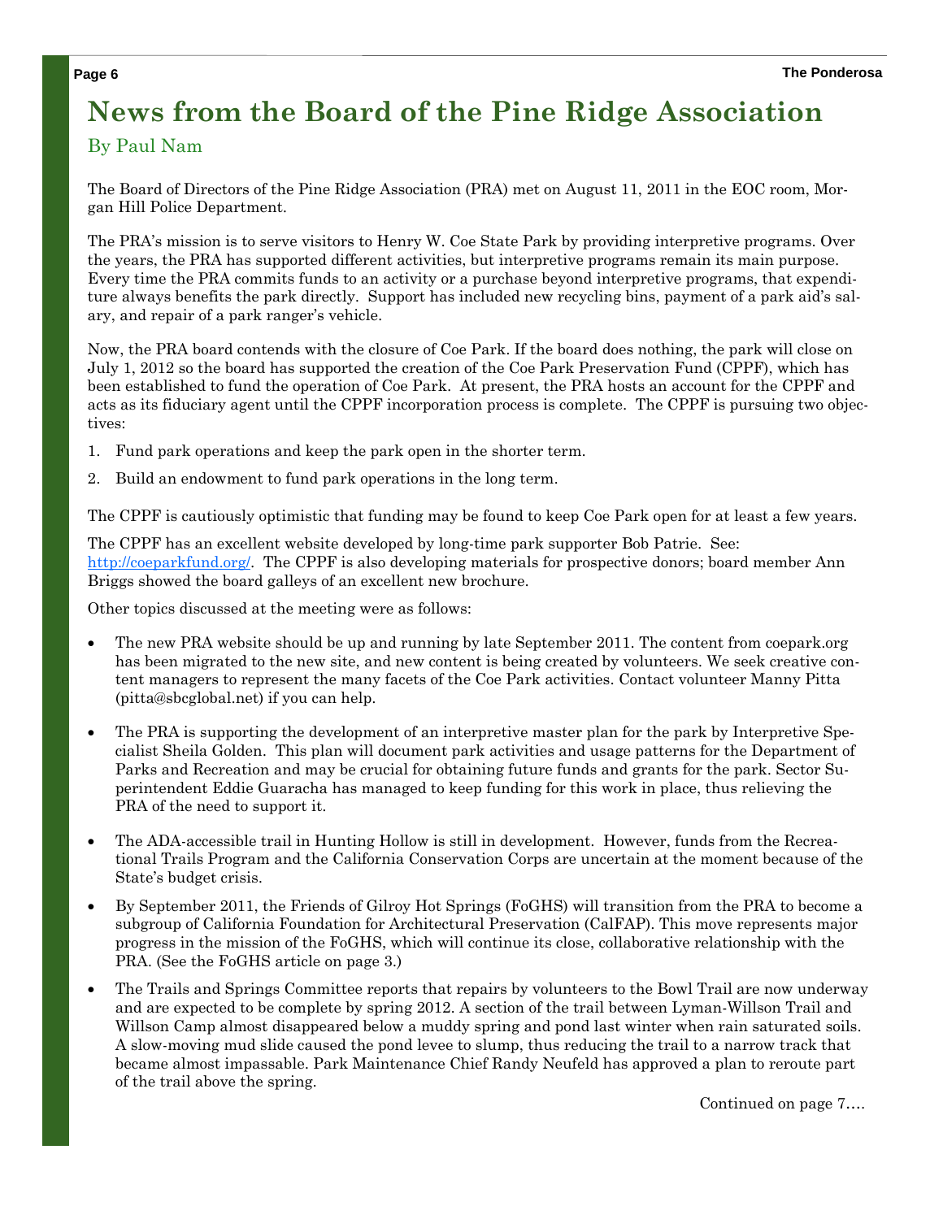# News from the Board of the Pine Ridge Association

By Paul Nam

The Board of Directors of the Pine Ridge Association (PRA) met on August 11, 2011 in the EOC room, Morgan Hill Police Department.

The PRA's mission is to serve visitors to Henry W. Coe State Park by providing interpretive programs. Over the years, the PRA has supported different activities, but interpretive programs remain its main purpose. Every time the PRA commits funds to an activity or a purchase beyond interpretive programs, that expenditure always benefits the park directly. Support has included new recycling bins, payment of a park aid's salary, and repair of a park ranger's vehicle.

Now, the PRA board contends with the closure of Coe Park. If the board does nothing, the park will close on July 1, 2012 so the board has supported the creation of the Coe Park Preservation Fund (CPPF), which has been established to fund the operation of Coe Park. At present, the PRA hosts an account for the CPPF and acts as its fiduciary agent until the CPPF incorporation process is complete. The CPPF is pursuing two objectives:

1. Fund park operations and keep the park open in the shorter term.
2. Build an endowment to fund park operations in the long term.

The CPPF is cautiously optimistic that funding may be found to keep Coe Park open for at least a few years.

The CPPF has an excellent website developed by long-time park supporter Bob Patrie. See: http://coeparkfund.org/. The CPPF is also developing materials for prospective donors; board member Ann Briggs showed the board galleys of an excellent new brochure.

Other topics discussed at the meeting were as follows:

- The new PRA website should be up and running by late September 2011. The content from coepark.org has been migrated to the new site, and new content is being created by volunteers. We seek creative content managers to represent the many facets of the Coe Park activities. Contact volunteer Manny Pitta (pitta@sbcglobal.net) if you can help.
- The PRA is supporting the development of an interpretive master plan for the park by Interpretive Specialist Sheila Golden. This plan will document park activities and usage patterns for the Department of Parks and Recreation and may be crucial for obtaining future funds and grants for the park. Sector Superintendent Eddie Guaracha has managed to keep funding for this work in place, thus relieving the PRA of the need to support it.
- The ADA-accessible trail in Hunting Hollow is still in development. However, funds from the Recreational Trails Program and the California Conservation Corps are uncertain at the moment because of the State's budget crisis.
- By September 2011, the Friends of Gilroy Hot Springs (FoGHS) will transition from the PRA to become a subgroup of California Foundation for Architectural Preservation (CalFAP). This move represents major progress in the mission of the FoGHS, which will continue its close, collaborative relationship with the PRA. (See the FoGHS article on page 3.)
- The Trails and Springs Committee reports that repairs by volunteers to the Bowl Trail are now underway and are expected to be complete by spring 2012. A section of the trail between Lyman-Willson Trail and Willson Camp almost disappeared below a muddy spring and pond last winter when rain saturated soils. A slow-moving mud slide caused the pond levee to slump, thus reducing the trail to a narrow track that became almost impassable. Park Maintenance Chief Randy Neufeld has approved a plan to reroute part of the trail above the spring.

Continued on page 7….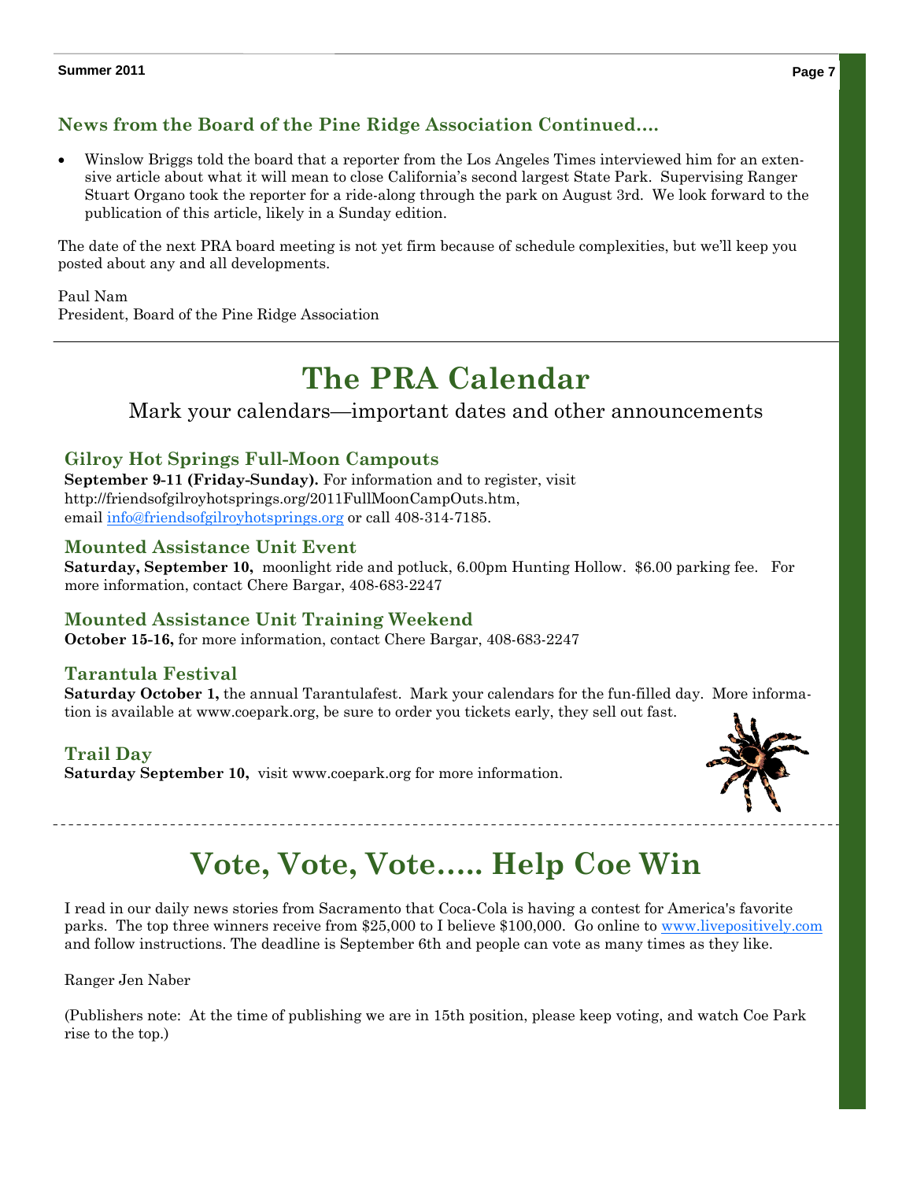## News from the Board of the Pine Ridge Association Continued….

- Winslow Briggs told the board that a reporter from the Los Angeles Times interviewed him for an extensive article about what it will mean to close California's second largest State Park. Supervising Ranger Stuart Organo took the reporter for a ride-along through the park on August 3rd. We look forward to the publication of this article, likely in a Sunday edition.

The date of the next PRA board meeting is not yet firm because of schedule complexities, but we'll keep you posted about any and all developments.

Paul Nam
President, Board of the Pine Ridge Association

# The PRA Calendar

Mark your calendars—important dates and other announcements

### Gilroy Hot Springs Full-Moon Campouts

**September 9-11 (Friday-Sunday).** For information and to register, visit http://friendsofgilroyhotsprings.org/2011FullMoonCampOuts.htm, email info@friendsofgilroyhotsprings.org or call 408-314-7185.

### Mounted Assistance Unit Event

**Saturday, September 10,** moonlight ride and potluck, 6.00pm Hunting Hollow. $6.00 parking fee. For more information, contact Chere Bargar, 408-683-2247

### Mounted Assistance Unit Training Weekend

**October 15-16,** for more information, contact Chere Bargar, 408-683-2247

### Tarantula Festival

**Saturday October 1,** the annual Tarantulafest. Mark your calendars for the fun-filled day. More information is available at www.coepark.org, be sure to order you tickets early, they sell out fast.

### Trail Day

**Saturday September 10,** visit www.coepark.org for more information.

# Vote, Vote, Vote….. Help Coe Win

I read in our daily news stories from Sacramento that Coca-Cola is having a contest for America's favorite parks. The top three winners receive from $25,000 to I believe $100,000. Go online to www.livepositively.com and follow instructions. The deadline is September 6th and people can vote as many times as they like.

Ranger Jen Naber

(Publishers note: At the time of publishing we are in 15th position, please keep voting, and watch Coe Park rise to the top.)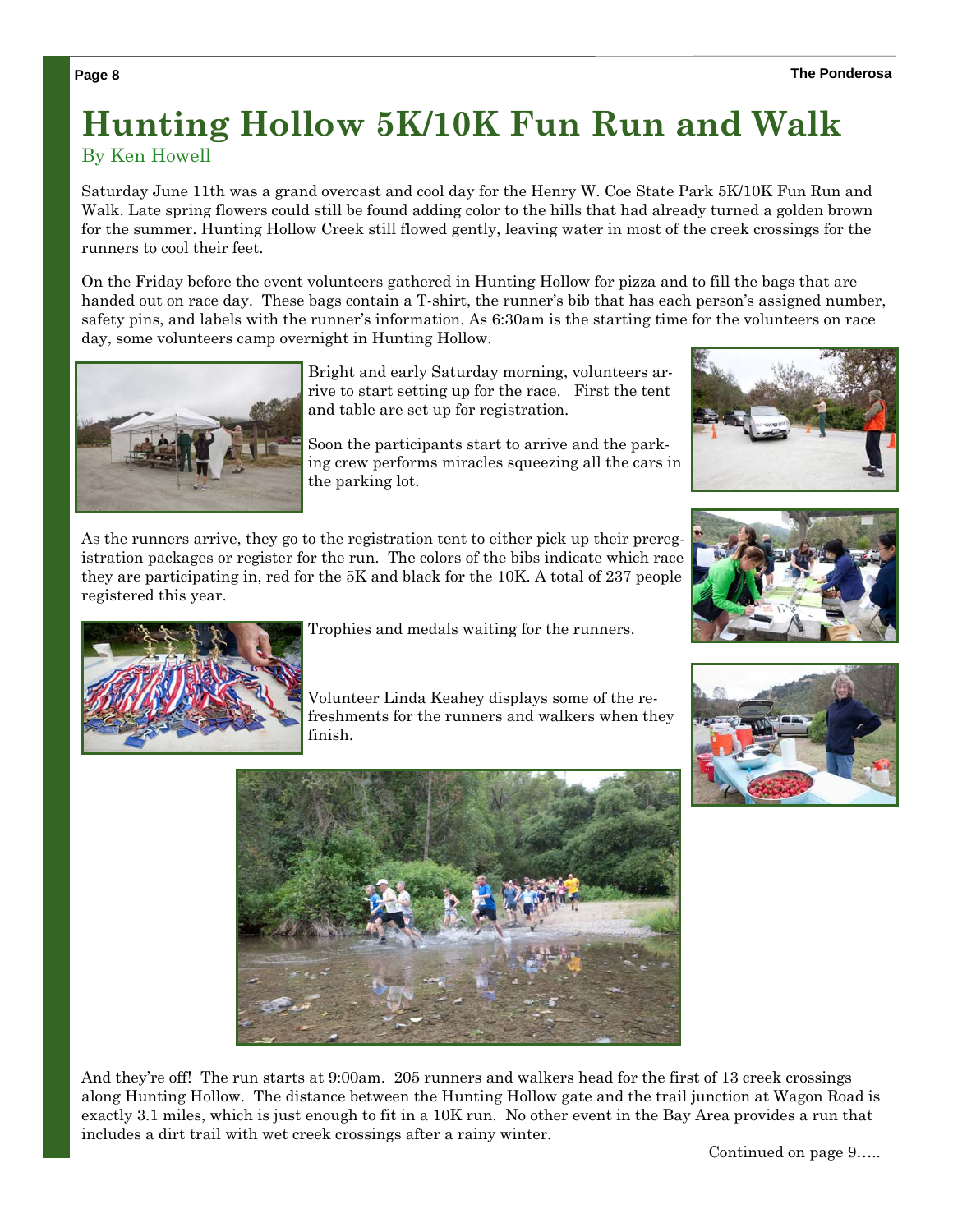# Hunting Hollow 5K/10K Fun Run and Walk

By Ken Howell

Saturday June 11th was a grand overcast and cool day for the Henry W. Coe State Park 5K/10K Fun Run and Walk. Late spring flowers could still be found adding color to the hills that had already turned a golden brown for the summer. Hunting Hollow Creek still flowed gently, leaving water in most of the creek crossings for the runners to cool their feet.

On the Friday before the event volunteers gathered in Hunting Hollow for pizza and to fill the bags that are handed out on race day. These bags contain a T-shirt, the runner's bib that has each person's assigned number, safety pins, and labels with the runner's information. As 6:30am is the starting time for the volunteers on race day, some volunteers camp overnight in Hunting Hollow.

Bright and early Saturday morning, volunteers arrive to start setting up for the race. First the tent and table are set up for registration.

Soon the participants start to arrive and the parking crew performs miracles squeezing all the cars in the parking lot.

As the runners arrive, they go to the registration tent to either pick up their preregistration packages or register for the run. The colors of the bibs indicate which race they are participating in, red for the 5K and black for the 10K. A total of 237 people registered this year.

Trophies and medals waiting for the runners.

Volunteer Linda Keahey displays some of the refreshments for the runners and walkers when they finish.

And they're off! The run starts at 9:00am. 205 runners and walkers head for the first of 13 creek crossings along Hunting Hollow. The distance between the Hunting Hollow gate and the trail junction at Wagon Road is exactly 3.1 miles, which is just enough to fit in a 10K run. No other event in the Bay Area provides a run that includes a dirt trail with wet creek crossings after a rainy winter.

Continued on page 9…..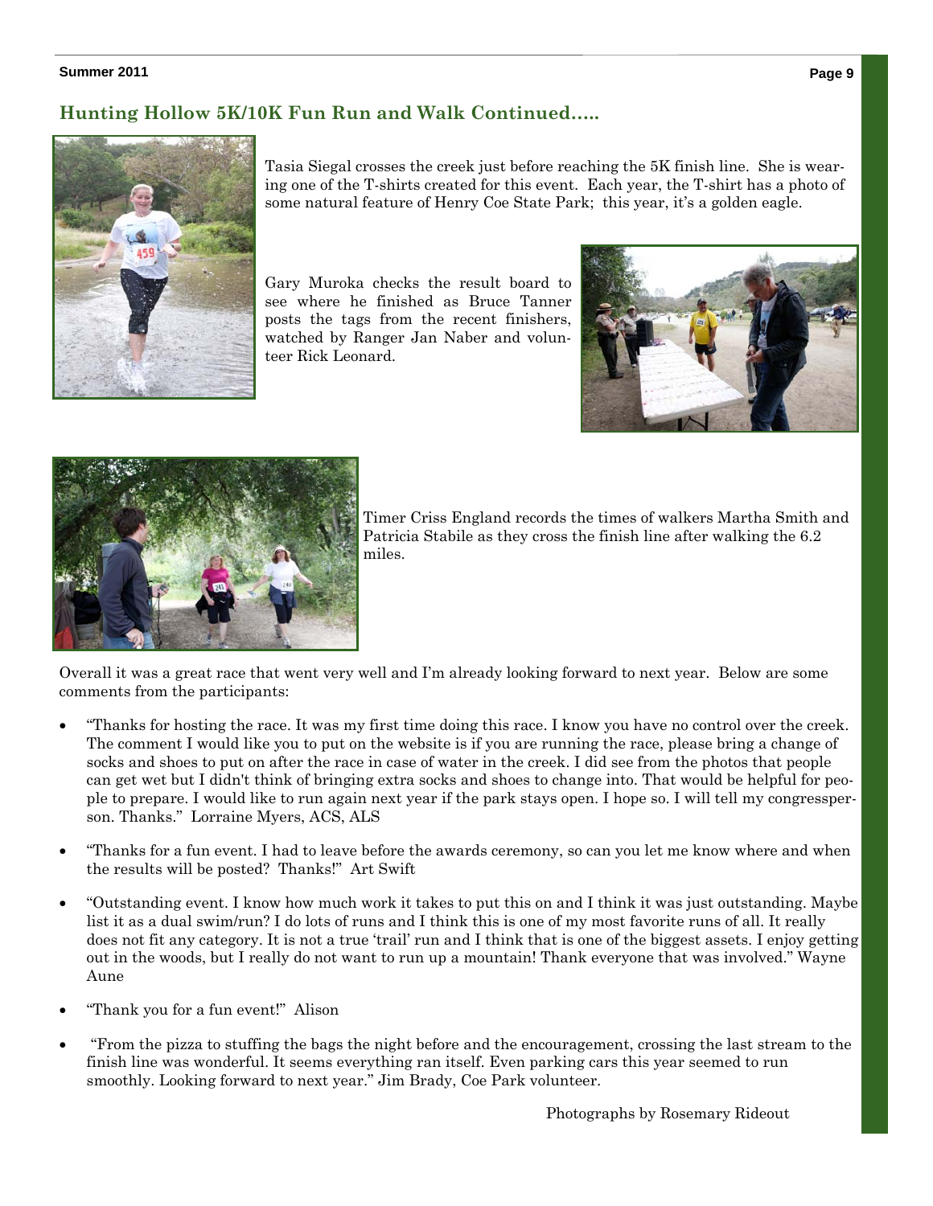## Hunting Hollow 5K/10K Fun Run and Walk Continued…..

Tasia Siegal crosses the creek just before reaching the 5K finish line. She is wearing one of the T-shirts created for this event. Each year, the T-shirt has a photo of some natural feature of Henry Coe State Park; this year, it's a golden eagle.

Gary Muroka checks the result board to see where he finished as Bruce Tanner posts the tags from the recent finishers, watched by Ranger Jan Naber and volunteer Rick Leonard.

Timer Criss England records the times of walkers Martha Smith and Patricia Stabile as they cross the finish line after walking the 6.2 miles.

Overall it was a great race that went very well and I'm already looking forward to next year. Below are some comments from the participants:

- "Thanks for hosting the race. It was my first time doing this race. I know you have no control over the creek. The comment I would like you to put on the website is if you are running the race, please bring a change of socks and shoes to put on after the race in case of water in the creek. I did see from the photos that people can get wet but I didn't think of bringing extra socks and shoes to change into. That would be helpful for people to prepare. I would like to run again next year if the park stays open. I hope so. I will tell my congressperson. Thanks." Lorraine Myers, ACS, ALS
- "Thanks for a fun event. I had to leave before the awards ceremony, so can you let me know where and when the results will be posted? Thanks!" Art Swift
- "Outstanding event. I know how much work it takes to put this on and I think it was just outstanding. Maybe list it as a dual swim/run? I do lots of runs and I think this is one of my most favorite runs of all. It really does not fit any category. It is not a true 'trail' run and I think that is one of the biggest assets. I enjoy getting out in the woods, but I really do not want to run up a mountain! Thank everyone that was involved." Wayne Aune
- "Thank you for a fun event!" Alison
- "From the pizza to stuffing the bags the night before and the encouragement, crossing the last stream to the finish line was wonderful. It seems everything ran itself. Even parking cars this year seemed to run smoothly. Looking forward to next year." Jim Brady, Coe Park volunteer.

Photographs by Rosemary Rideout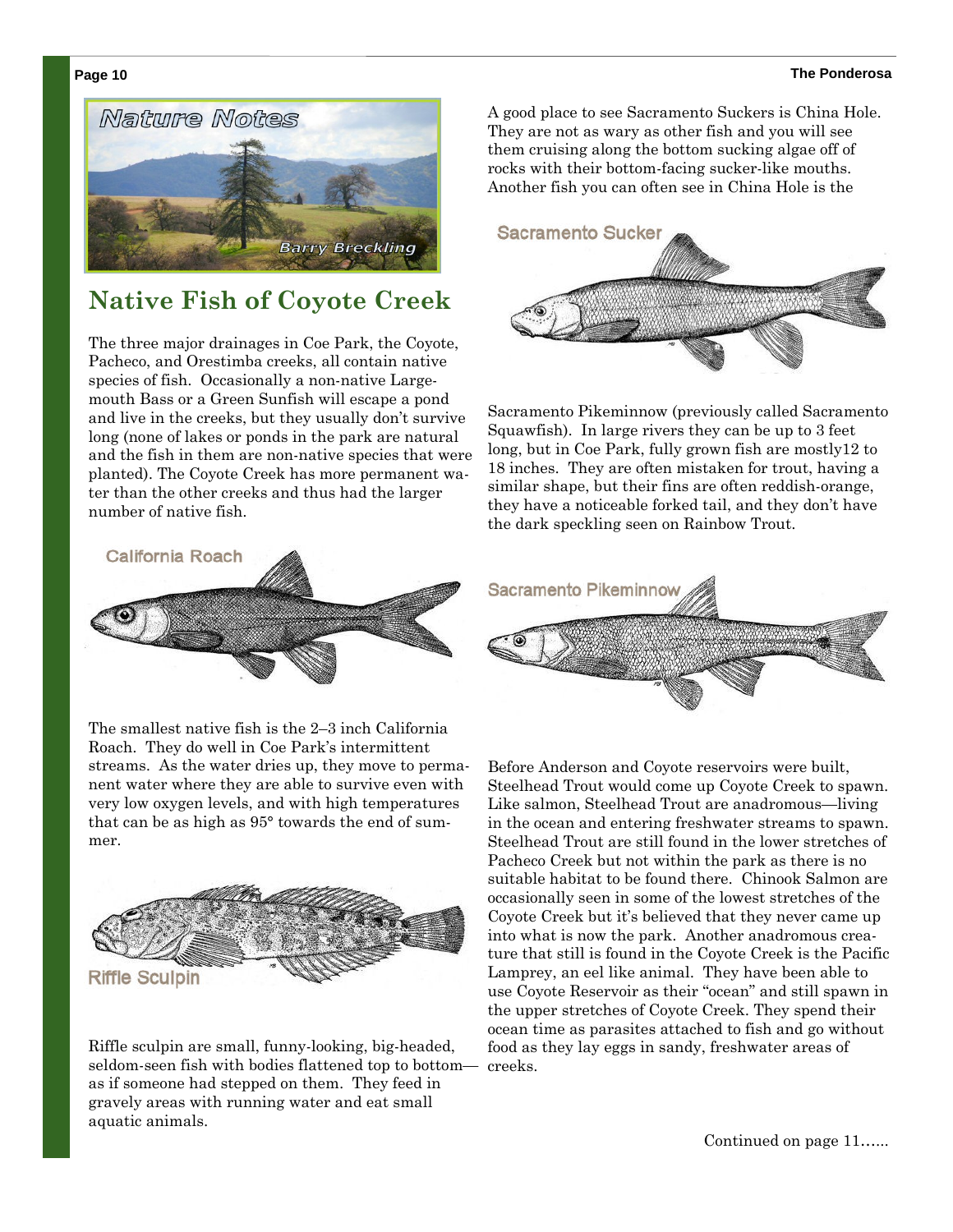# Nature Notes

Barry Breckling

## Native Fish of Coyote Creek

The three major drainages in Coe Park, the Coyote, Pacheco, and Orestimba creeks, all contain native species of fish. Occasionally a non-native Large-mouth Bass or a Green Sunfish will escape a pond and live in the creeks, but they usually don't survive long (none of lakes or ponds in the park are natural and the fish in them are non-native species that were planted). The Coyote Creek has more permanent water than the other creeks and thus had the larger number of native fish.

California Roach

The smallest native fish is the 2–3 inch California Roach. They do well in Coe Park's intermittent streams. As the water dries up, they move to permanent water where they are able to survive even with very low oxygen levels, and with high temperatures that can be as high as 95° towards the end of summer.

Riffle Sculpin

Riffle sculpin are small, funny-looking, big-headed, seldom-seen fish with bodies flattened top to bottom—as if someone had stepped on them. They feed in gravely areas with running water and eat small aquatic animals.

A good place to see Sacramento Suckers is China Hole. They are not as wary as other fish and you will see them cruising along the bottom sucking algae off of rocks with their bottom-facing sucker-like mouths. Another fish you can often see in China Hole is the

Sacramento Sucker

Sacramento Pikeminnow (previously called Sacramento Squawfish). In large rivers they can be up to 3 feet long, but in Coe Park, fully grown fish are mostly12 to 18 inches. They are often mistaken for trout, having a similar shape, but their fins are often reddish-orange, they have a noticeable forked tail, and they don't have the dark speckling seen on Rainbow Trout.

Sacramento Pikeminnow

Before Anderson and Coyote reservoirs were built, Steelhead Trout would come up Coyote Creek to spawn. Like salmon, Steelhead Trout are anadromous—living in the ocean and entering freshwater streams to spawn. Steelhead Trout are still found in the lower stretches of Pacheco Creek but not within the park as there is no suitable habitat to be found there. Chinook Salmon are occasionally seen in some of the lowest stretches of the Coyote Creek but it's believed that they never came up into what is now the park. Another anadromous creature that still is found in the Coyote Creek is the Pacific Lamprey, an eel like animal. They have been able to use Coyote Reservoir as their "ocean" and still spawn in the upper stretches of Coyote Creek. They spend their ocean time as parasites attached to fish and go without food as they lay eggs in sandy, freshwater areas of creeks.

Continued on page 11……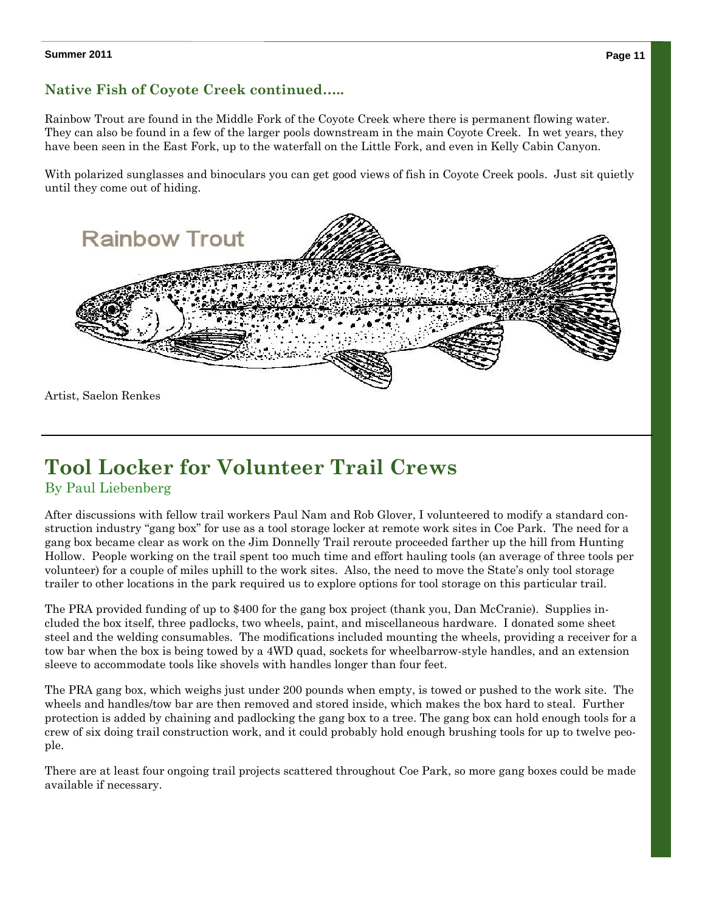### Native Fish of Coyote Creek continued.....

Rainbow Trout are found in the Middle Fork of the Coyote Creek where there is permanent flowing water. They can also be found in a few of the larger pools downstream in the main Coyote Creek. In wet years, they have been seen in the East Fork, up to the waterfall on the Little Fork, and even in Kelly Cabin Canyon.

With polarized sunglasses and binoculars you can get good views of fish in Coyote Creek pools. Just sit quietly until they come out of hiding.

Rainbow Trout

Artist, Saelon Renkes

# Tool Locker for Volunteer Trail Crews

By Paul Liebenberg

After discussions with fellow trail workers Paul Nam and Rob Glover, I volunteered to modify a standard construction industry "gang box" for use as a tool storage locker at remote work sites in Coe Park. The need for a gang box became clear as work on the Jim Donnelly Trail reroute proceeded farther up the hill from Hunting Hollow. People working on the trail spent too much time and effort hauling tools (an average of three tools per volunteer) for a couple of miles uphill to the work sites. Also, the need to move the State's only tool storage trailer to other locations in the park required us to explore options for tool storage on this particular trail.

The PRA provided funding of up to $400 for the gang box project (thank you, Dan McCranie). Supplies included the box itself, three padlocks, two wheels, paint, and miscellaneous hardware. I donated some sheet steel and the welding consumables. The modifications included mounting the wheels, providing a receiver for a tow bar when the box is being towed by a 4WD quad, sockets for wheelbarrow-style handles, and an extension sleeve to accommodate tools like shovels with handles longer than four feet.

The PRA gang box, which weighs just under 200 pounds when empty, is towed or pushed to the work site. The wheels and handles/tow bar are then removed and stored inside, which makes the box hard to steal. Further protection is added by chaining and padlocking the gang box to a tree. The gang box can hold enough tools for a crew of six doing trail construction work, and it could probably hold enough brushing tools for up to twelve people.

There are at least four ongoing trail projects scattered throughout Coe Park, so more gang boxes could be made available if necessary.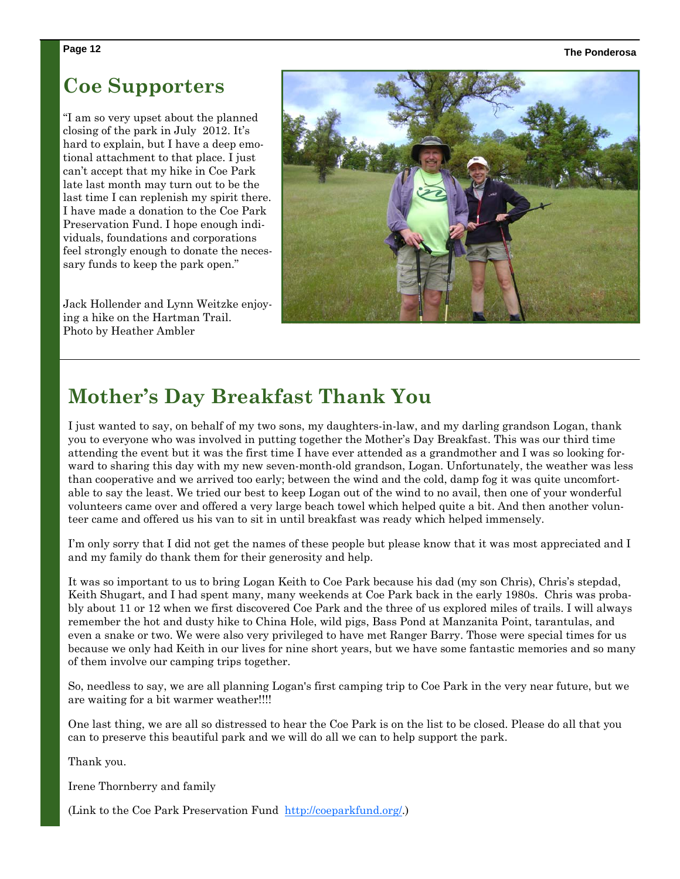## Coe Supporters

"I am so very upset about the planned closing of the park in July 2012. It's hard to explain, but I have a deep emotional attachment to that place. I just can't accept that my hike in Coe Park late last month may turn out to be the last time I can replenish my spirit there. I have made a donation to the Coe Park Preservation Fund. I hope enough individuals, foundations and corporations feel strongly enough to donate the necessary funds to keep the park open."

Jack Hollender and Lynn Weitzke enjoying a hike on the Hartman Trail. Photo by Heather Ambler

## Mother's Day Breakfast Thank You

I just wanted to say, on behalf of my two sons, my daughters-in-law, and my darling grandson Logan, thank you to everyone who was involved in putting together the Mother's Day Breakfast. This was our third time attending the event but it was the first time I have ever attended as a grandmother and I was so looking forward to sharing this day with my new seven-month-old grandson, Logan. Unfortunately, the weather was less than cooperative and we arrived too early; between the wind and the cold, damp fog it was quite uncomfortable to say the least. We tried our best to keep Logan out of the wind to no avail, then one of your wonderful volunteers came over and offered a very large beach towel which helped quite a bit. And then another volunteer came and offered us his van to sit in until breakfast was ready which helped immensely.

I'm only sorry that I did not get the names of these people but please know that it was most appreciated and I and my family do thank them for their generosity and help.

It was so important to us to bring Logan Keith to Coe Park because his dad (my son Chris), Chris's stepdad, Keith Shugart, and I had spent many, many weekends at Coe Park back in the early 1980s. Chris was probably about 11 or 12 when we first discovered Coe Park and the three of us explored miles of trails. I will always remember the hot and dusty hike to China Hole, wild pigs, Bass Pond at Manzanita Point, tarantulas, and even a snake or two. We were also very privileged to have met Ranger Barry. Those were special times for us because we only had Keith in our lives for nine short years, but we have some fantastic memories and so many of them involve our camping trips together.

So, needless to say, we are all planning Logan's first camping trip to Coe Park in the very near future, but we are waiting for a bit warmer weather!!!!

One last thing, we are all so distressed to hear the Coe Park is on the list to be closed. Please do all that you can to preserve this beautiful park and we will do all we can to help support the park.

Thank you.

Irene Thornberry and family

(Link to the Coe Park Preservation Fund http://coeparkfund.org/.)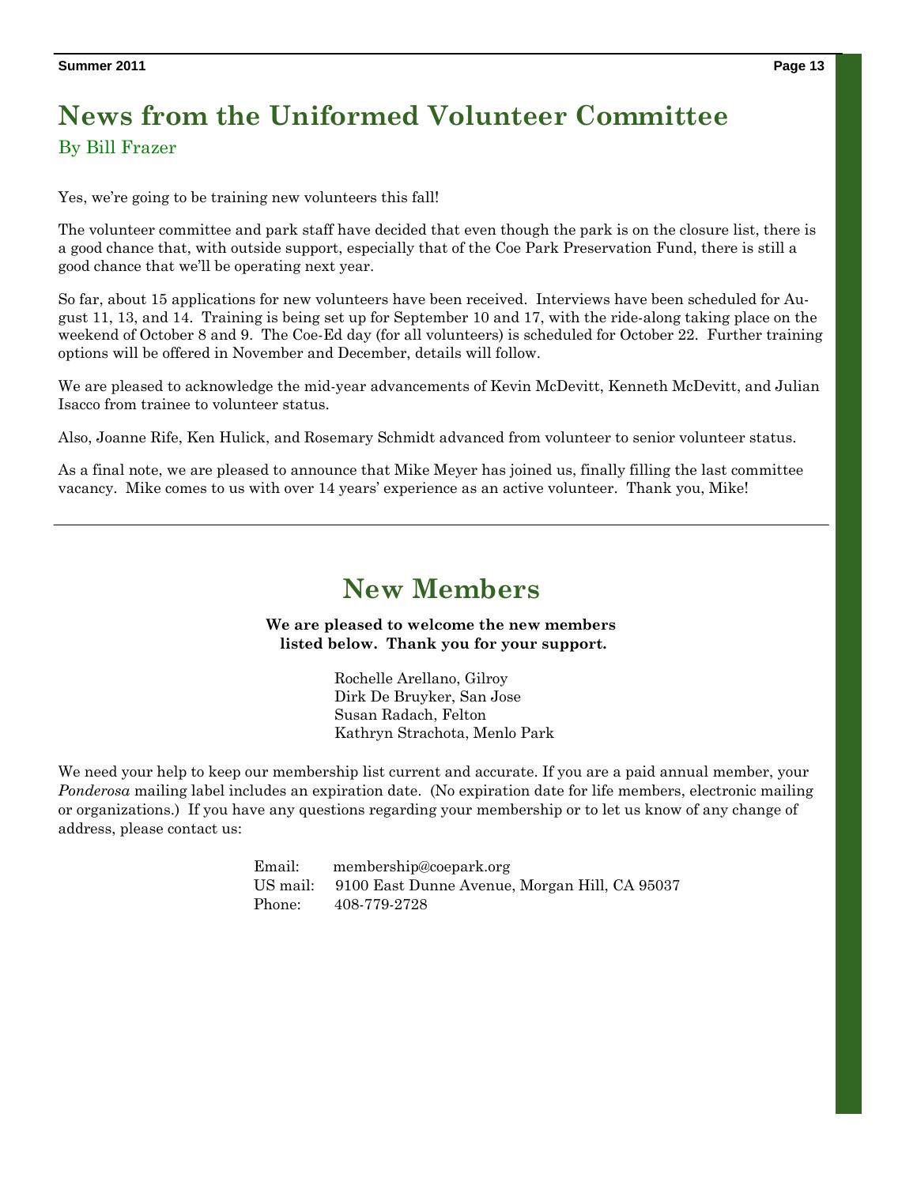# News from the Uniformed Volunteer Committee

By Bill Frazer

Yes, we're going to be training new volunteers this fall!

The volunteer committee and park staff have decided that even though the park is on the closure list, there is a good chance that, with outside support, especially that of the Coe Park Preservation Fund, there is still a good chance that we'll be operating next year.

So far, about 15 applications for new volunteers have been received. Interviews have been scheduled for August 11, 13, and 14. Training is being set up for September 10 and 17, with the ride-along taking place on the weekend of October 8 and 9. The Coe-Ed day (for all volunteers) is scheduled for October 22. Further training options will be offered in November and December, details will follow.

We are pleased to acknowledge the mid-year advancements of Kevin McDevitt, Kenneth McDevitt, and Julian Isacco from trainee to volunteer status.

Also, Joanne Rife, Ken Hulick, and Rosemary Schmidt advanced from volunteer to senior volunteer status.

As a final note, we are pleased to announce that Mike Meyer has joined us, finally filling the last committee vacancy. Mike comes to us with over 14 years' experience as an active volunteer. Thank you, Mike!

---

# New Members

**We are pleased to welcome the new members listed below. Thank you for your support.**

Rochelle Arellano, Gilroy
Dirk De Bruyker, San Jose
Susan Radach, Felton
Kathryn Strachota, Menlo Park

We need your help to keep our membership list current and accurate. If you are a paid annual member, your *Ponderosa* mailing label includes an expiration date. (No expiration date for life members, electronic mailing or organizations.) If you have any questions regarding your membership or to let us know of any change of address, please contact us:

Email: membership@coepark.org
US mail: 9100 East Dunne Avenue, Morgan Hill, CA 95037
Phone: 408-779-2728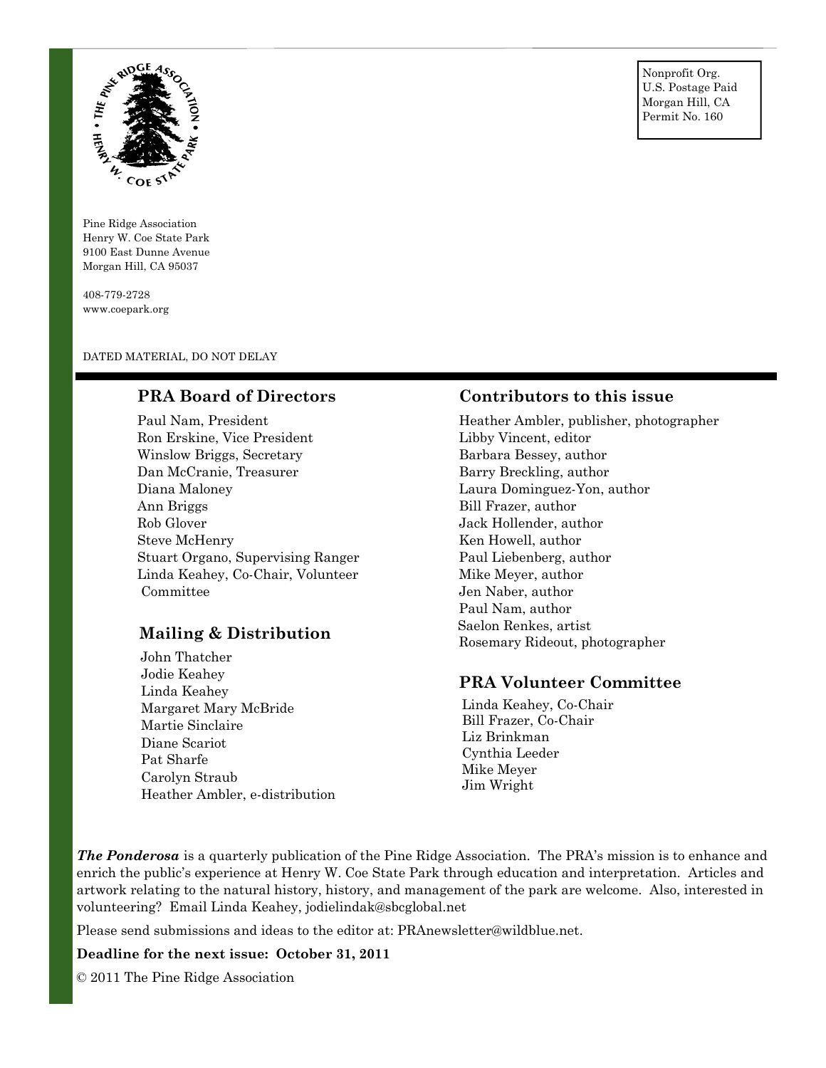Nonprofit Org.
U.S. Postage Paid
Morgan Hill, CA
Permit No. 160

Pine Ridge Association
Henry W. Coe State Park
9100 East Dunne Avenue
Morgan Hill, CA 95037

408-779-2728
www.coepark.org

DATED MATERIAL, DO NOT DELAY

## PRA Board of Directors

Paul Nam, President
Ron Erskine, Vice President
Winslow Briggs, Secretary
Dan McCranie, Treasurer
Diana Maloney
Ann Briggs
Rob Glover
Steve McHenry
Stuart Organo, Supervising Ranger
Linda Keahey, Co-Chair, Volunteer Committee

## Mailing & Distribution

John Thatcher
Jodie Keahey
Linda Keahey
Margaret Mary McBride
Martie Sinclaire
Diane Scariot
Pat Sharfe
Carolyn Straub
Heather Ambler, e-distribution

## Contributors to this issue

Heather Ambler, publisher, photographer
Libby Vincent, editor
Barbara Bessey, author
Barry Breckling, author
Laura Dominguez-Yon, author
Bill Frazer, author
Jack Hollender, author
Ken Howell, author
Paul Liebenberg, author
Mike Meyer, author
Jen Naber, author
Paul Nam, author
Saelon Renkes, artist
Rosemary Rideout, photographer

## PRA Volunteer Committee

Linda Keahey, Co-Chair
Bill Frazer, Co-Chair
Liz Brinkman
Cynthia Leeder
Mike Meyer
Jim Wright

***The Ponderosa*** is a quarterly publication of the Pine Ridge Association. The PRA's mission is to enhance and enrich the public's experience at Henry W. Coe State Park through education and interpretation. Articles and artwork relating to the natural history, history, and management of the park are welcome. Also, interested in volunteering? Email Linda Keahey, jodielindak@sbcglobal.net

Please send submissions and ideas to the editor at: PRAnewsletter@wildblue.net.

**Deadline for the next issue: October 31, 2011**

© 2011 The Pine Ridge Association